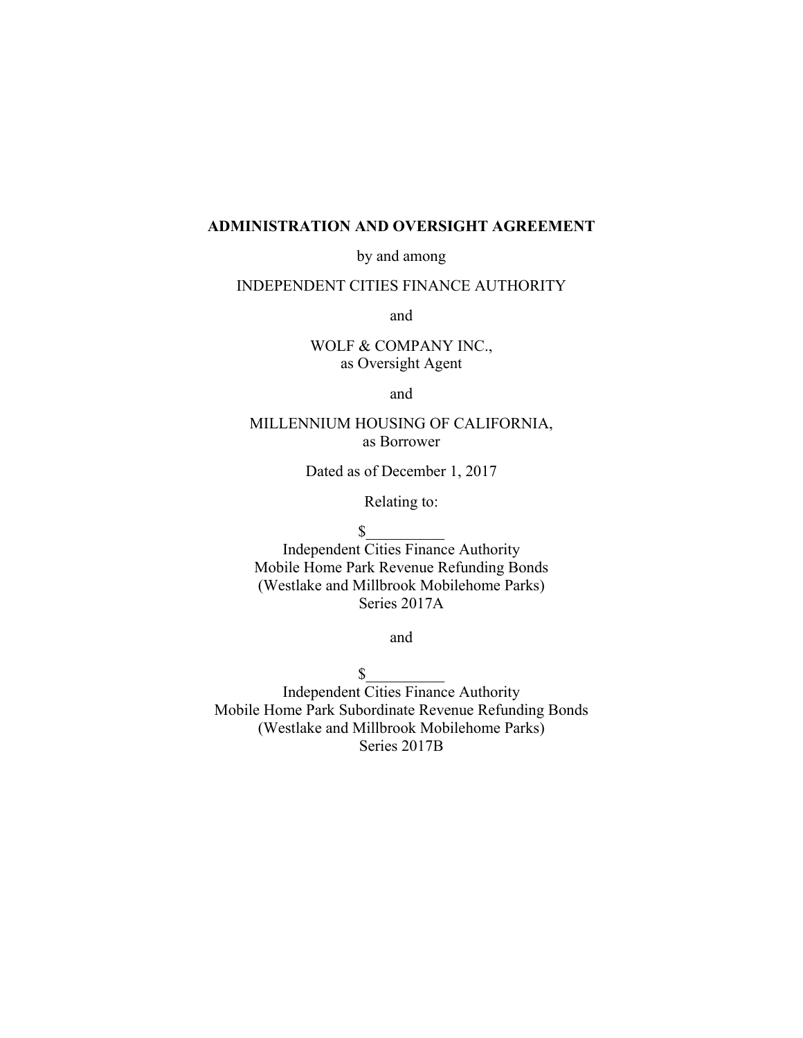# ADMINISTRATION AND OVERSIGHT AGREEMENT

by and among

INDEPENDENT CITIES FINANCE AUTHORITY

and

WOLF & COMPANY INC.,
as Oversight Agent

and

MILLENNIUM HOUSING OF CALIFORNIA,
as Borrower

Dated as of December 1, 2017

Relating to:

$__________
Independent Cities Finance Authority
Mobile Home Park Revenue Refunding Bonds
(Westlake and Millbrook Mobilehome Parks)
Series 2017A

and

$__________
Independent Cities Finance Authority
Mobile Home Park Subordinate Revenue Refunding Bonds
(Westlake and Millbrook Mobilehome Parks)
Series 2017B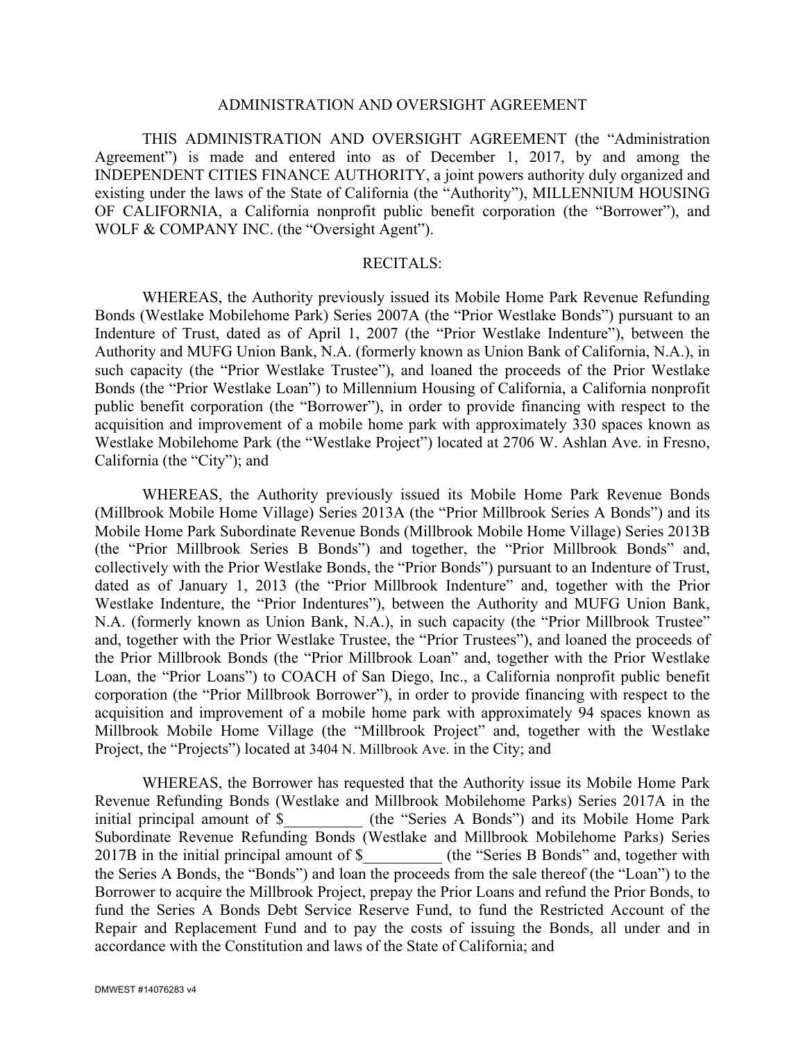# ADMINISTRATION AND OVERSIGHT AGREEMENT

THIS ADMINISTRATION AND OVERSIGHT AGREEMENT (the "Administration Agreement") is made and entered into as of December 1, 2017, by and among the INDEPENDENT CITIES FINANCE AUTHORITY, a joint powers authority duly organized and existing under the laws of the State of California (the "Authority"), MILLENNIUM HOUSING OF CALIFORNIA, a California nonprofit public benefit corporation (the "Borrower"), and WOLF & COMPANY INC. (the "Oversight Agent").

## RECITALS:

WHEREAS, the Authority previously issued its Mobile Home Park Revenue Refunding Bonds (Westlake Mobilehome Park) Series 2007A (the "Prior Westlake Bonds") pursuant to an Indenture of Trust, dated as of April 1, 2007 (the "Prior Westlake Indenture"), between the Authority and MUFG Union Bank, N.A. (formerly known as Union Bank of California, N.A.), in such capacity (the "Prior Westlake Trustee"), and loaned the proceeds of the Prior Westlake Bonds (the "Prior Westlake Loan") to Millennium Housing of California, a California nonprofit public benefit corporation (the "Borrower"), in order to provide financing with respect to the acquisition and improvement of a mobile home park with approximately 330 spaces known as Westlake Mobilehome Park (the "Westlake Project") located at 2706 W. Ashlan Ave. in Fresno, California (the "City"); and

WHEREAS, the Authority previously issued its Mobile Home Park Revenue Bonds (Millbrook Mobile Home Village) Series 2013A (the "Prior Millbrook Series A Bonds") and its Mobile Home Park Subordinate Revenue Bonds (Millbrook Mobile Home Village) Series 2013B (the "Prior Millbrook Series B Bonds") and together, the "Prior Millbrook Bonds" and, collectively with the Prior Westlake Bonds, the "Prior Bonds") pursuant to an Indenture of Trust, dated as of January 1, 2013 (the "Prior Millbrook Indenture" and, together with the Prior Westlake Indenture, the "Prior Indentures"), between the Authority and MUFG Union Bank, N.A. (formerly known as Union Bank, N.A.), in such capacity (the "Prior Millbrook Trustee" and, together with the Prior Westlake Trustee, the "Prior Trustees"), and loaned the proceeds of the Prior Millbrook Bonds (the "Prior Millbrook Loan" and, together with the Prior Westlake Loan, the "Prior Loans") to COACH of San Diego, Inc., a California nonprofit public benefit corporation (the "Prior Millbrook Borrower"), in order to provide financing with respect to the acquisition and improvement of a mobile home park with approximately 94 spaces known as Millbrook Mobile Home Village (the "Millbrook Project" and, together with the Westlake Project, the "Projects") located at 3404 N. Millbrook Ave. in the City; and

WHEREAS, the Borrower has requested that the Authority issue its Mobile Home Park Revenue Refunding Bonds (Westlake and Millbrook Mobilehome Parks) Series 2017A in the initial principal amount of $__________ (the "Series A Bonds") and its Mobile Home Park Subordinate Revenue Refunding Bonds (Westlake and Millbrook Mobilehome Parks) Series 2017B in the initial principal amount of $__________ (the "Series B Bonds" and, together with the Series A Bonds, the "Bonds") and loan the proceeds from the sale thereof (the "Loan") to the Borrower to acquire the Millbrook Project, prepay the Prior Loans and refund the Prior Bonds, to fund the Series A Bonds Debt Service Reserve Fund, to fund the Restricted Account of the Repair and Replacement Fund and to pay the costs of issuing the Bonds, all under and in accordance with the Constitution and laws of the State of California; and

DMWEST #14076283 v4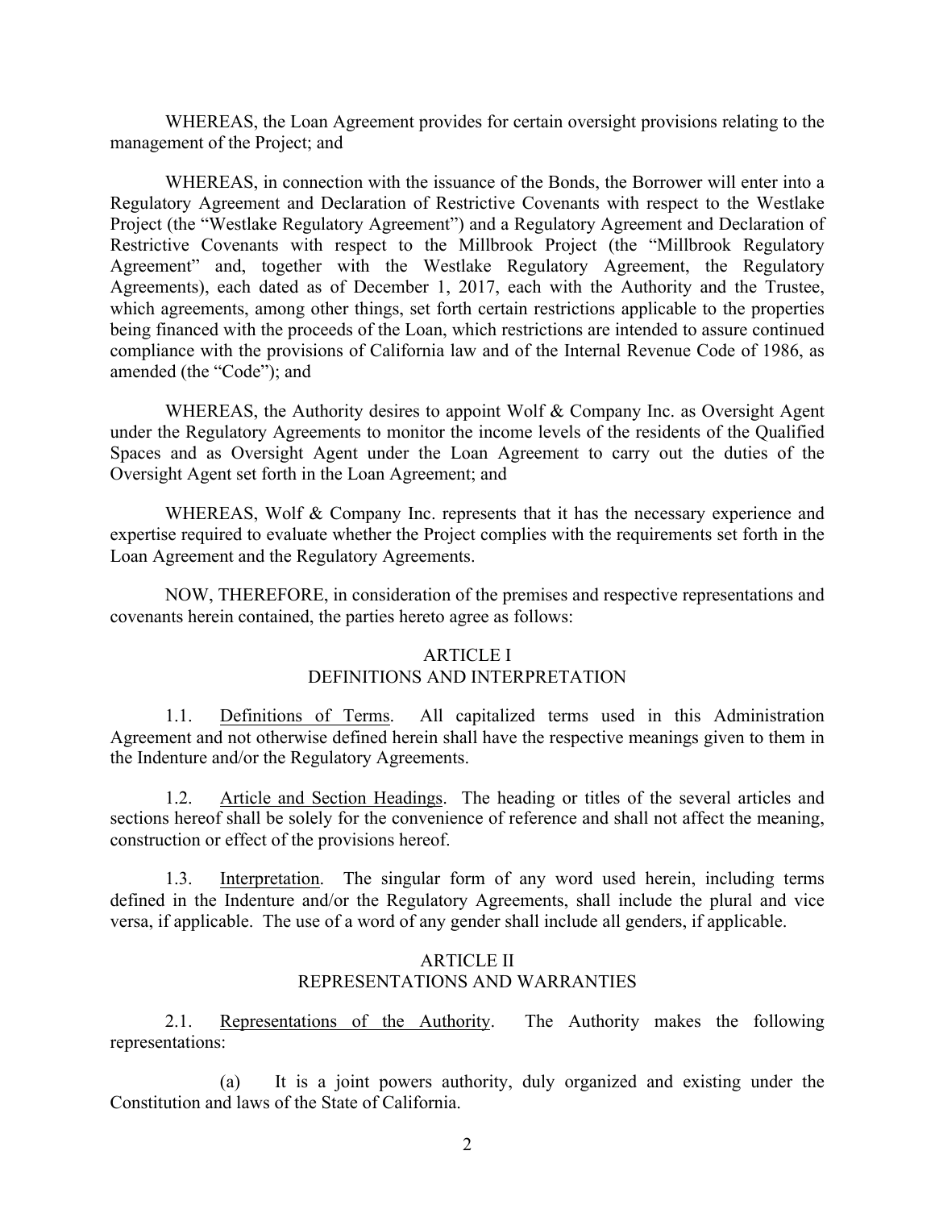WHEREAS, the Loan Agreement provides for certain oversight provisions relating to the management of the Project; and

WHEREAS, in connection with the issuance of the Bonds, the Borrower will enter into a Regulatory Agreement and Declaration of Restrictive Covenants with respect to the Westlake Project (the "Westlake Regulatory Agreement") and a Regulatory Agreement and Declaration of Restrictive Covenants with respect to the Millbrook Project (the "Millbrook Regulatory Agreement" and, together with the Westlake Regulatory Agreement, the Regulatory Agreements), each dated as of December 1, 2017, each with the Authority and the Trustee, which agreements, among other things, set forth certain restrictions applicable to the properties being financed with the proceeds of the Loan, which restrictions are intended to assure continued compliance with the provisions of California law and of the Internal Revenue Code of 1986, as amended (the "Code"); and

WHEREAS, the Authority desires to appoint Wolf & Company Inc. as Oversight Agent under the Regulatory Agreements to monitor the income levels of the residents of the Qualified Spaces and as Oversight Agent under the Loan Agreement to carry out the duties of the Oversight Agent set forth in the Loan Agreement; and

WHEREAS, Wolf & Company Inc. represents that it has the necessary experience and expertise required to evaluate whether the Project complies with the requirements set forth in the Loan Agreement and the Regulatory Agreements.

NOW, THEREFORE, in consideration of the premises and respective representations and covenants herein contained, the parties hereto agree as follows:

## ARTICLE I
## DEFINITIONS AND INTERPRETATION

1.1. Definitions of Terms. All capitalized terms used in this Administration Agreement and not otherwise defined herein shall have the respective meanings given to them in the Indenture and/or the Regulatory Agreements.

1.2. Article and Section Headings. The heading or titles of the several articles and sections hereof shall be solely for the convenience of reference and shall not affect the meaning, construction or effect of the provisions hereof.

1.3. Interpretation. The singular form of any word used herein, including terms defined in the Indenture and/or the Regulatory Agreements, shall include the plural and vice versa, if applicable. The use of a word of any gender shall include all genders, if applicable.

## ARTICLE II
## REPRESENTATIONS AND WARRANTIES

2.1. Representations of the Authority. The Authority makes the following representations:

(a) It is a joint powers authority, duly organized and existing under the Constitution and laws of the State of California.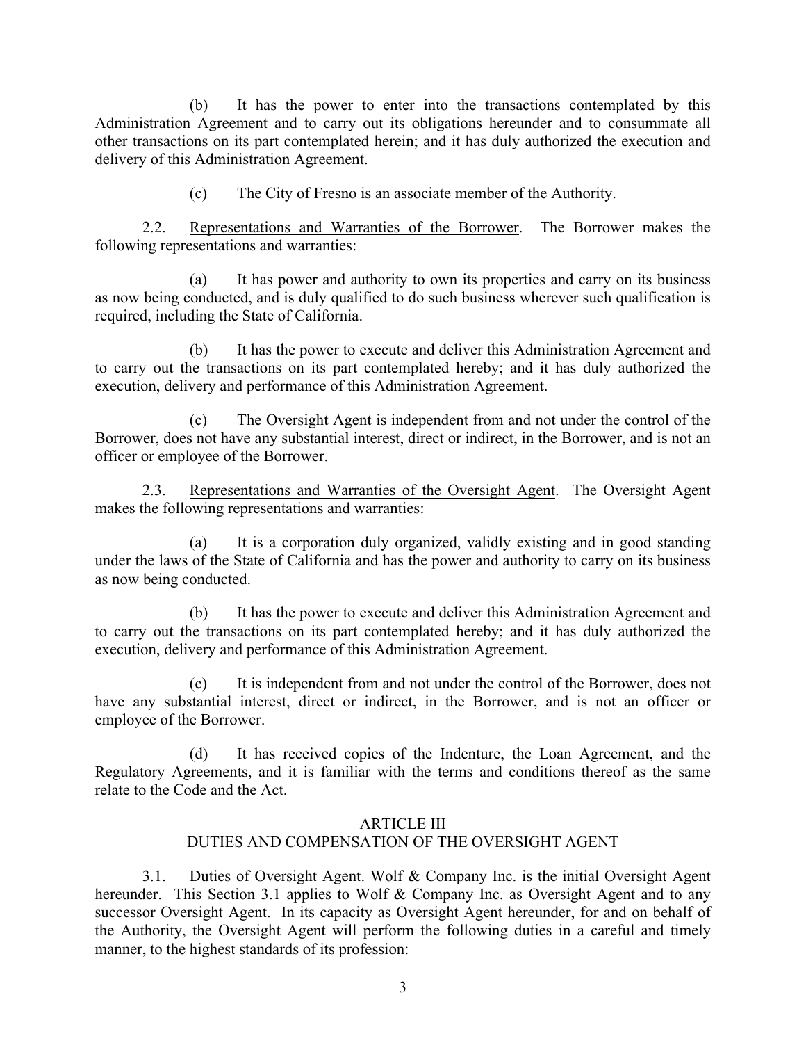(b) It has the power to enter into the transactions contemplated by this Administration Agreement and to carry out its obligations hereunder and to consummate all other transactions on its part contemplated herein; and it has duly authorized the execution and delivery of this Administration Agreement.

(c) The City of Fresno is an associate member of the Authority.

2.2. <u>Representations and Warranties of the Borrower</u>. The Borrower makes the following representations and warranties:

(a) It has power and authority to own its properties and carry on its business as now being conducted, and is duly qualified to do such business wherever such qualification is required, including the State of California.

(b) It has the power to execute and deliver this Administration Agreement and to carry out the transactions on its part contemplated hereby; and it has duly authorized the execution, delivery and performance of this Administration Agreement.

(c) The Oversight Agent is independent from and not under the control of the Borrower, does not have any substantial interest, direct or indirect, in the Borrower, and is not an officer or employee of the Borrower.

2.3. <u>Representations and Warranties of the Oversight Agent</u>. The Oversight Agent makes the following representations and warranties:

(a) It is a corporation duly organized, validly existing and in good standing under the laws of the State of California and has the power and authority to carry on its business as now being conducted.

(b) It has the power to execute and deliver this Administration Agreement and to carry out the transactions on its part contemplated hereby; and it has duly authorized the execution, delivery and performance of this Administration Agreement.

(c) It is independent from and not under the control of the Borrower, does not have any substantial interest, direct or indirect, in the Borrower, and is not an officer or employee of the Borrower.

(d) It has received copies of the Indenture, the Loan Agreement, and the Regulatory Agreements, and it is familiar with the terms and conditions thereof as the same relate to the Code and the Act.

## ARTICLE III
## DUTIES AND COMPENSATION OF THE OVERSIGHT AGENT

3.1. <u>Duties of Oversight Agent</u>. Wolf & Company Inc. is the initial Oversight Agent hereunder. This Section 3.1 applies to Wolf & Company Inc. as Oversight Agent and to any successor Oversight Agent. In its capacity as Oversight Agent hereunder, for and on behalf of the Authority, the Oversight Agent will perform the following duties in a careful and timely manner, to the highest standards of its profession: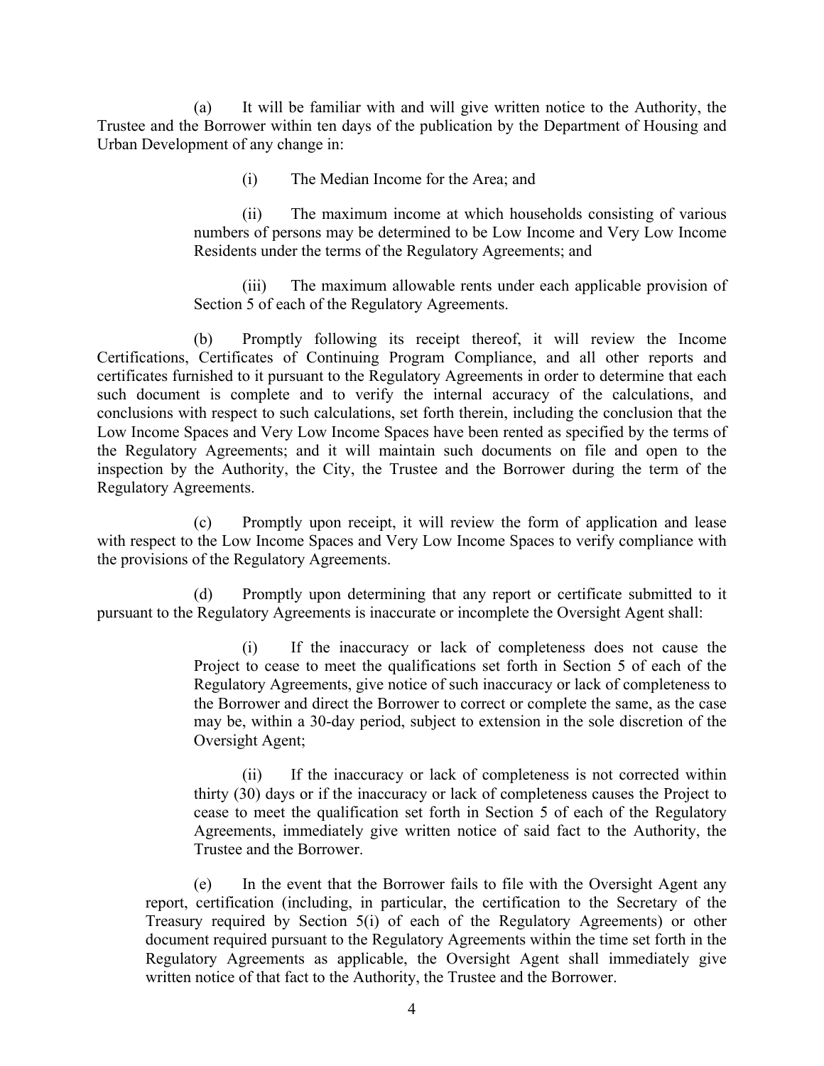(a) It will be familiar with and will give written notice to the Authority, the Trustee and the Borrower within ten days of the publication by the Department of Housing and Urban Development of any change in:

(i) The Median Income for the Area; and

(ii) The maximum income at which households consisting of various numbers of persons may be determined to be Low Income and Very Low Income Residents under the terms of the Regulatory Agreements; and

(iii) The maximum allowable rents under each applicable provision of Section 5 of each of the Regulatory Agreements.

(b) Promptly following its receipt thereof, it will review the Income Certifications, Certificates of Continuing Program Compliance, and all other reports and certificates furnished to it pursuant to the Regulatory Agreements in order to determine that each such document is complete and to verify the internal accuracy of the calculations, and conclusions with respect to such calculations, set forth therein, including the conclusion that the Low Income Spaces and Very Low Income Spaces have been rented as specified by the terms of the Regulatory Agreements; and it will maintain such documents on file and open to the inspection by the Authority, the City, the Trustee and the Borrower during the term of the Regulatory Agreements.

(c) Promptly upon receipt, it will review the form of application and lease with respect to the Low Income Spaces and Very Low Income Spaces to verify compliance with the provisions of the Regulatory Agreements.

(d) Promptly upon determining that any report or certificate submitted to it pursuant to the Regulatory Agreements is inaccurate or incomplete the Oversight Agent shall:

(i) If the inaccuracy or lack of completeness does not cause the Project to cease to meet the qualifications set forth in Section 5 of each of the Regulatory Agreements, give notice of such inaccuracy or lack of completeness to the Borrower and direct the Borrower to correct or complete the same, as the case may be, within a 30-day period, subject to extension in the sole discretion of the Oversight Agent;

(ii) If the inaccuracy or lack of completeness is not corrected within thirty (30) days or if the inaccuracy or lack of completeness causes the Project to cease to meet the qualification set forth in Section 5 of each of the Regulatory Agreements, immediately give written notice of said fact to the Authority, the Trustee and the Borrower.

(e) In the event that the Borrower fails to file with the Oversight Agent any report, certification (including, in particular, the certification to the Secretary of the Treasury required by Section 5(i) of each of the Regulatory Agreements) or other document required pursuant to the Regulatory Agreements within the time set forth in the Regulatory Agreements as applicable, the Oversight Agent shall immediately give written notice of that fact to the Authority, the Trustee and the Borrower.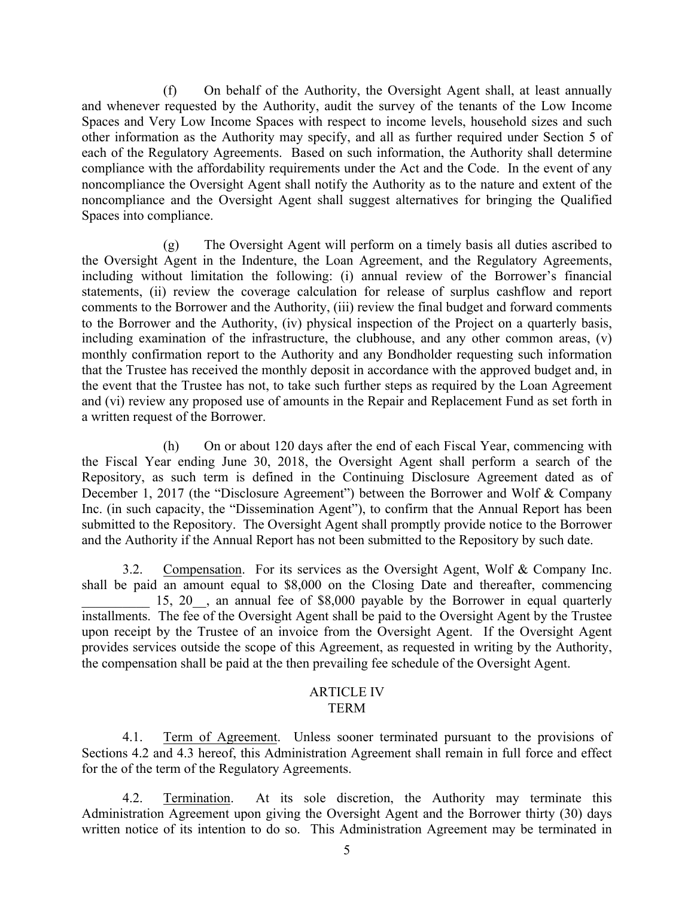(f) On behalf of the Authority, the Oversight Agent shall, at least annually and whenever requested by the Authority, audit the survey of the tenants of the Low Income Spaces and Very Low Income Spaces with respect to income levels, household sizes and such other information as the Authority may specify, and all as further required under Section 5 of each of the Regulatory Agreements. Based on such information, the Authority shall determine compliance with the affordability requirements under the Act and the Code. In the event of any noncompliance the Oversight Agent shall notify the Authority as to the nature and extent of the noncompliance and the Oversight Agent shall suggest alternatives for bringing the Qualified Spaces into compliance.

(g) The Oversight Agent will perform on a timely basis all duties ascribed to the Oversight Agent in the Indenture, the Loan Agreement, and the Regulatory Agreements, including without limitation the following: (i) annual review of the Borrower's financial statements, (ii) review the coverage calculation for release of surplus cashflow and report comments to the Borrower and the Authority, (iii) review the final budget and forward comments to the Borrower and the Authority, (iv) physical inspection of the Project on a quarterly basis, including examination of the infrastructure, the clubhouse, and any other common areas, (v) monthly confirmation report to the Authority and any Bondholder requesting such information that the Trustee has received the monthly deposit in accordance with the approved budget and, in the event that the Trustee has not, to take such further steps as required by the Loan Agreement and (vi) review any proposed use of amounts in the Repair and Replacement Fund as set forth in a written request of the Borrower.

(h) On or about 120 days after the end of each Fiscal Year, commencing with the Fiscal Year ending June 30, 2018, the Oversight Agent shall perform a search of the Repository, as such term is defined in the Continuing Disclosure Agreement dated as of December 1, 2017 (the "Disclosure Agreement") between the Borrower and Wolf & Company Inc. (in such capacity, the "Dissemination Agent"), to confirm that the Annual Report has been submitted to the Repository. The Oversight Agent shall promptly provide notice to the Borrower and the Authority if the Annual Report has not been submitted to the Repository by such date.

3.2. Compensation. For its services as the Oversight Agent, Wolf & Company Inc. shall be paid an amount equal to $8,000 on the Closing Date and thereafter, commencing __________ 15, 20__, an annual fee of $8,000 payable by the Borrower in equal quarterly installments. The fee of the Oversight Agent shall be paid to the Oversight Agent by the Trustee upon receipt by the Trustee of an invoice from the Oversight Agent. If the Oversight Agent provides services outside the scope of this Agreement, as requested in writing by the Authority, the compensation shall be paid at the then prevailing fee schedule of the Oversight Agent.

## ARTICLE IV
## TERM

4.1. Term of Agreement. Unless sooner terminated pursuant to the provisions of Sections 4.2 and 4.3 hereof, this Administration Agreement shall remain in full force and effect for the of the term of the Regulatory Agreements.

4.2. Termination. At its sole discretion, the Authority may terminate this Administration Agreement upon giving the Oversight Agent and the Borrower thirty (30) days written notice of its intention to do so. This Administration Agreement may be terminated in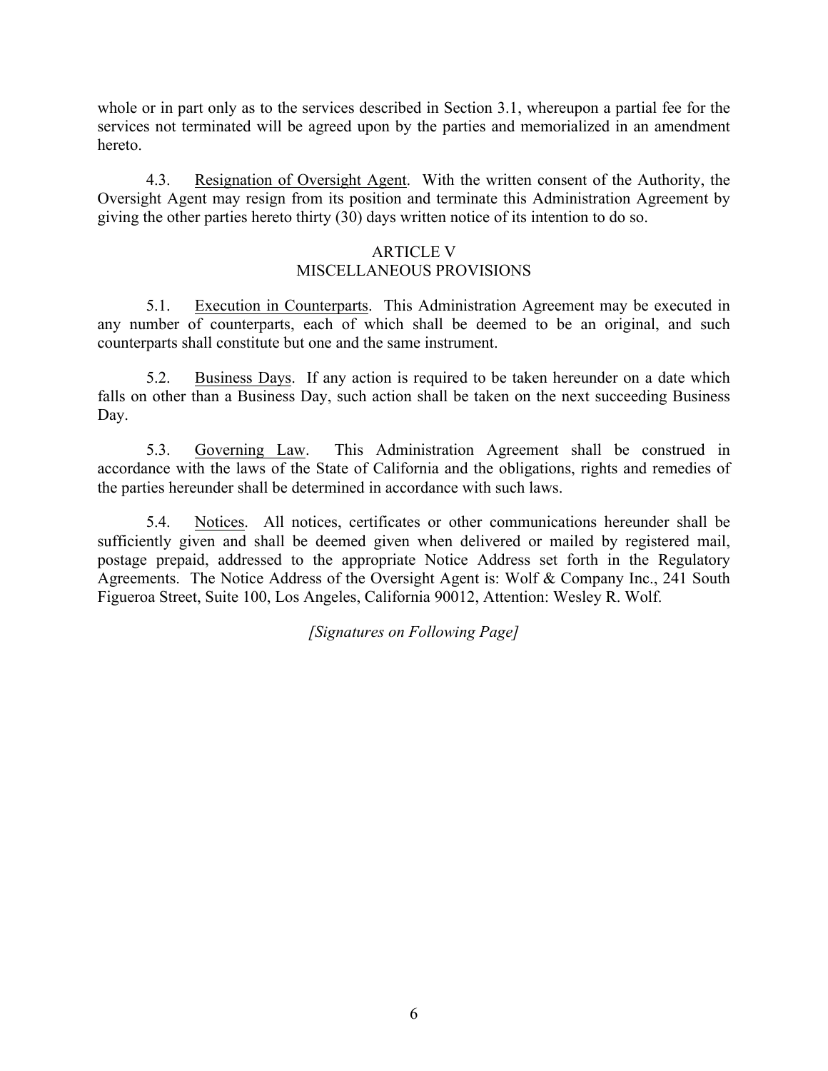whole or in part only as to the services described in Section 3.1, whereupon a partial fee for the services not terminated will be agreed upon by the parties and memorialized in an amendment hereto.

4.3. Resignation of Oversight Agent. With the written consent of the Authority, the Oversight Agent may resign from its position and terminate this Administration Agreement by giving the other parties hereto thirty (30) days written notice of its intention to do so.

## ARTICLE V
## MISCELLANEOUS PROVISIONS

5.1. Execution in Counterparts. This Administration Agreement may be executed in any number of counterparts, each of which shall be deemed to be an original, and such counterparts shall constitute but one and the same instrument.

5.2. Business Days. If any action is required to be taken hereunder on a date which falls on other than a Business Day, such action shall be taken on the next succeeding Business Day.

5.3. Governing Law. This Administration Agreement shall be construed in accordance with the laws of the State of California and the obligations, rights and remedies of the parties hereunder shall be determined in accordance with such laws.

5.4. Notices. All notices, certificates or other communications hereunder shall be sufficiently given and shall be deemed given when delivered or mailed by registered mail, postage prepaid, addressed to the appropriate Notice Address set forth in the Regulatory Agreements. The Notice Address of the Oversight Agent is: Wolf & Company Inc., 241 South Figueroa Street, Suite 100, Los Angeles, California 90012, Attention: Wesley R. Wolf.

*[Signatures on Following Page]*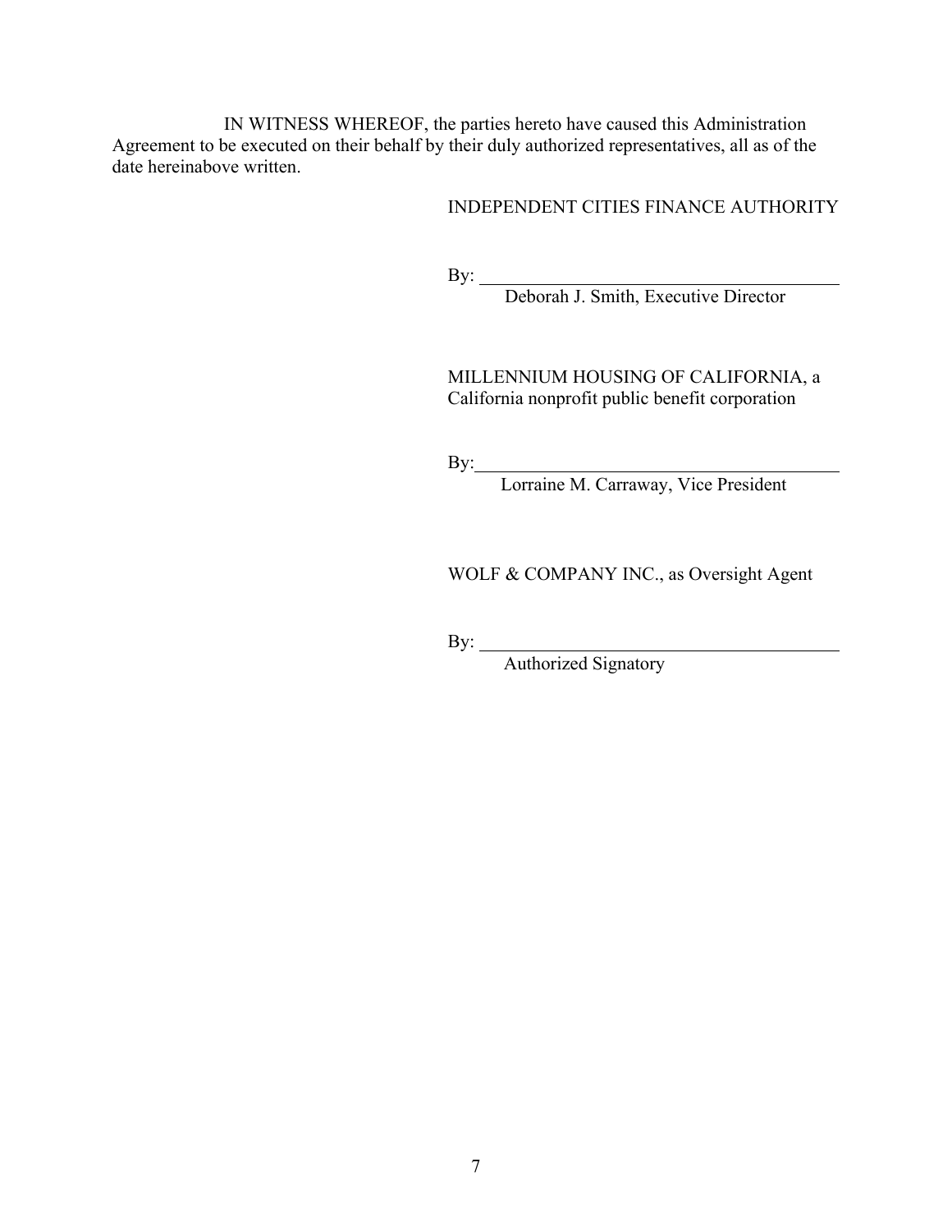IN WITNESS WHEREOF, the parties hereto have caused this Administration Agreement to be executed on their behalf by their duly authorized representatives, all as of the date hereinabove written.

INDEPENDENT CITIES FINANCE AUTHORITY

By: ________________________________________
Deborah J. Smith, Executive Director

MILLENNIUM HOUSING OF CALIFORNIA, a California nonprofit public benefit corporation

By: ________________________________________
Lorraine M. Carraway, Vice President

WOLF & COMPANY INC., as Oversight Agent

By: ________________________________________
Authorized Signatory